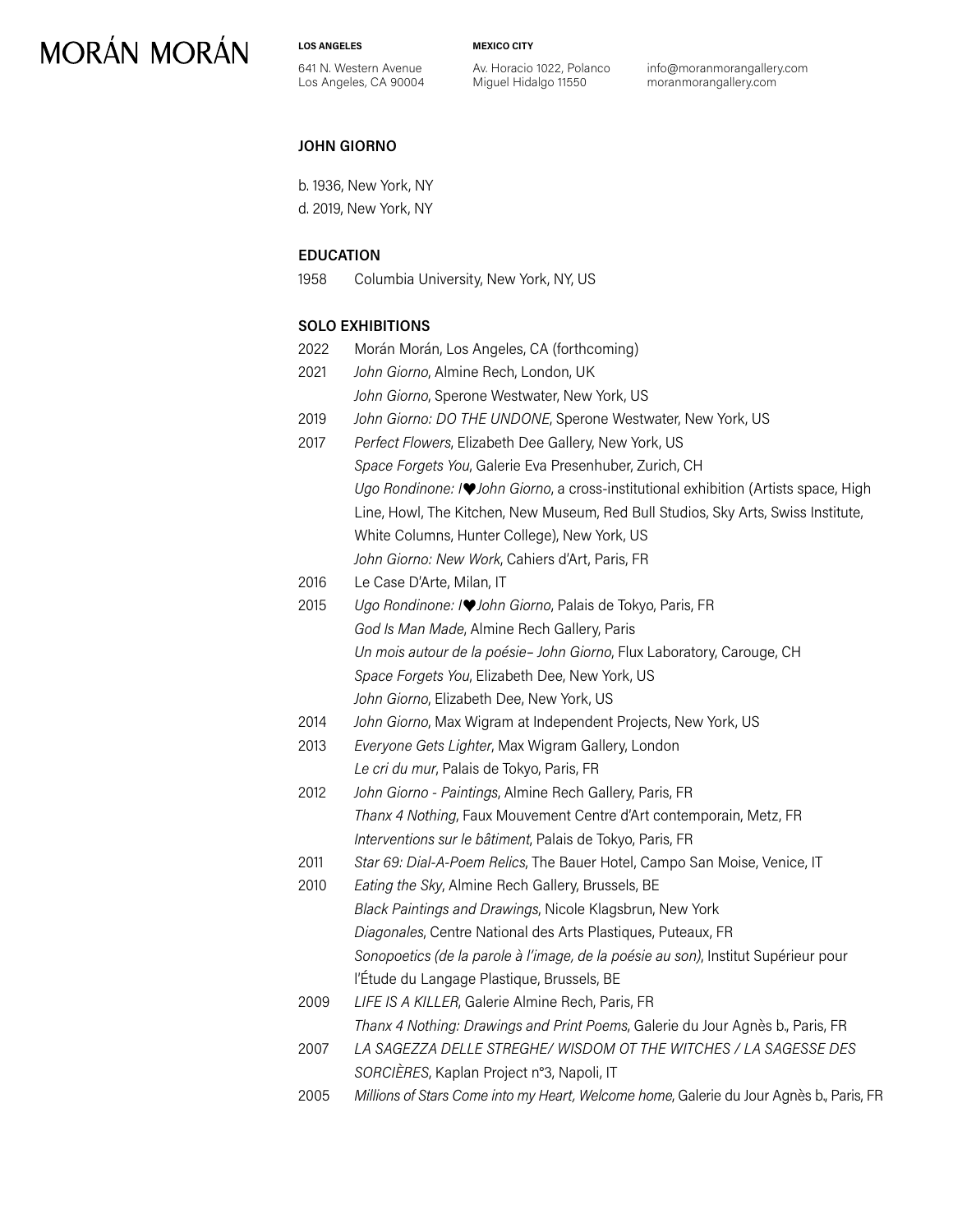# MORÁN MORÁN

**LOS ANGELES**
641 N. Western Avenue
Los Angeles, CA 90004

**MEXICO CITY**
Av. Horacio 1022, Polanco
Miguel Hidalgo 11550

info@moranmorangallery.com
moranmorangallery.com

## JOHN GIORNO

b. 1936, New York, NY
d. 2019, New York, NY

### EDUCATION

1958 Columbia University, New York, NY, US

### SOLO EXHIBITIONS

2022 Morán Morán, Los Angeles, CA (forthcoming)

2021 *John Giorno*, Almine Rech, London, UK
*John Giorno*, Sperone Westwater, New York, US

2019 *John Giorno: DO THE UNDONE*, Sperone Westwater, New York, US

2017 *Perfect Flowers*, Elizabeth Dee Gallery, New York, US
*Space Forgets You*, Galerie Eva Presenhuber, Zurich, CH
*Ugo Rondinone: I♥John Giorno*, a cross-institutional exhibition (Artists space, High Line, Howl, The Kitchen, New Museum, Red Bull Studios, Sky Arts, Swiss Institute, White Columns, Hunter College), New York, US
*John Giorno: New Work*, Cahiers d'Art, Paris, FR

2016 Le Case D'Arte, Milan, IT

2015 *Ugo Rondinone: I♥John Giorno*, Palais de Tokyo, Paris, FR
*God Is Man Made*, Almine Rech Gallery, Paris
*Un mois autour de la poésie– John Giorno*, Flux Laboratory, Carouge, CH
*Space Forgets You*, Elizabeth Dee, New York, US
*John Giorno*, Elizabeth Dee, New York, US

2014 *John Giorno*, Max Wigram at Independent Projects, New York, US

2013 *Everyone Gets Lighter*, Max Wigram Gallery, London
*Le cri du mur*, Palais de Tokyo, Paris, FR

2012 *John Giorno - Paintings*, Almine Rech Gallery, Paris, FR
*Thanx 4 Nothing*, Faux Mouvement Centre d'Art contemporain, Metz, FR
*Interventions sur le bâtiment*, Palais de Tokyo, Paris, FR

2011 *Star 69: Dial-A-Poem Relics*, The Bauer Hotel, Campo San Moise, Venice, IT

2010 *Eating the Sky*, Almine Rech Gallery, Brussels, BE
*Black Paintings and Drawings*, Nicole Klagsbrun, New York
*Diagonales*, Centre National des Arts Plastiques, Puteaux, FR
*Sonopoetics (de la parole à l'image, de la poésie au son)*, Institut Supérieur pour l'Étude du Langage Plastique, Brussels, BE

2009 *LIFE IS A KILLER*, Galerie Almine Rech, Paris, FR
*Thanx 4 Nothing: Drawings and Print Poems*, Galerie du Jour Agnès b., Paris, FR

2007 *LA SAGEZZA DELLE STREGHE/ WISDOM OT THE WITCHES / LA SAGESSE DES SORCIÈRES*, Kaplan Project n°3, Napoli, IT

2005 *Millions of Stars Come into my Heart, Welcome home*, Galerie du Jour Agnès b., Paris, FR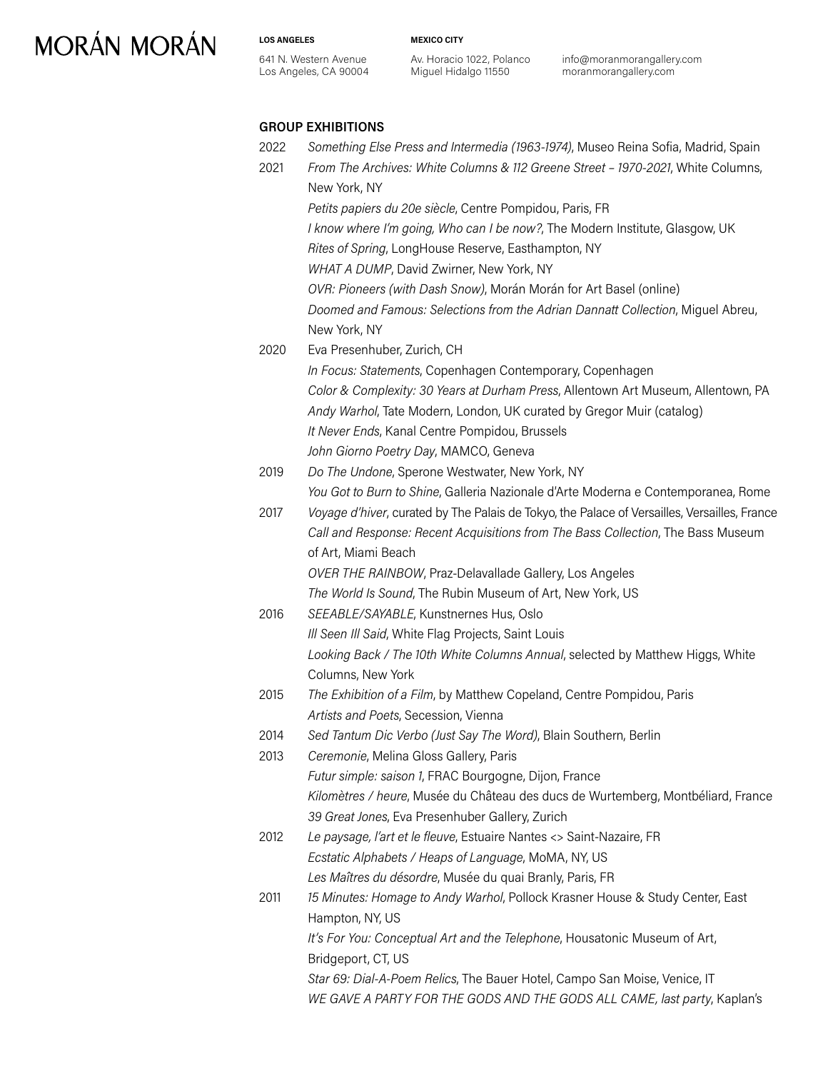## GROUP EXHIBITIONS

2022 *Something Else Press and Intermedia (1963-1974)*, Museo Reina Sofia, Madrid, Spain

2021 *From The Archives: White Columns & 112 Greene Street – 1970-2021*, White Columns, New York, NY
*Petits papiers du 20e siècle*, Centre Pompidou, Paris, FR
*I know where I'm going, Who can I be now?*, The Modern Institute, Glasgow, UK
*Rites of Spring*, LongHouse Reserve, Easthampton, NY
*WHAT A DUMP*, David Zwirner, New York, NY
*OVR: Pioneers (with Dash Snow)*, Morán Morán for Art Basel (online)
*Doomed and Famous: Selections from the Adrian Dannatt Collection*, Miguel Abreu, New York, NY

2020 Eva Presenhuber, Zurich, CH
*In Focus: Statements*, Copenhagen Contemporary, Copenhagen
*Color & Complexity: 30 Years at Durham Press*, Allentown Art Museum, Allentown, PA
*Andy Warhol*, Tate Modern, London, UK curated by Gregor Muir (catalog)
*It Never Ends*, Kanal Centre Pompidou, Brussels
*John Giorno Poetry Day*, MAMCO, Geneva

2019 *Do The Undone*, Sperone Westwater, New York, NY
*You Got to Burn to Shine*, Galleria Nazionale d'Arte Moderna e Contemporanea, Rome

2017 *Voyage d'hiver*, curated by The Palais de Tokyo, the Palace of Versailles, Versailles, France
*Call and Response: Recent Acquisitions from The Bass Collection*, The Bass Museum of Art, Miami Beach
*OVER THE RAINBOW*, Praz-Delavallade Gallery, Los Angeles
*The World Is Sound*, The Rubin Museum of Art, New York, US

2016 *SEEABLE/SAYABLE*, Kunstnernes Hus, Oslo
*Ill Seen Ill Said*, White Flag Projects, Saint Louis
*Looking Back / The 10th White Columns Annual*, selected by Matthew Higgs, White Columns, New York

2015 *The Exhibition of a Film*, by Matthew Copeland, Centre Pompidou, Paris
*Artists and Poets*, Secession, Vienna

2014 *Sed Tantum Dic Verbo (Just Say The Word)*, Blain Southern, Berlin

2013 *Ceremonie*, Melina Gloss Gallery, Paris
*Futur simple: saison 1*, FRAC Bourgogne, Dijon, France
*Kilomètres / heure*, Musée du Château des ducs de Wurtemberg, Montbéliard, France
*39 Great Jones*, Eva Presenhuber Gallery, Zurich

2012 *Le paysage, l'art et le fleuve*, Estuaire Nantes <> Saint-Nazaire, FR
*Ecstatic Alphabets / Heaps of Language*, MoMA, NY, US
*Les Maîtres du désordre*, Musée du quai Branly, Paris, FR

2011 *15 Minutes: Homage to Andy Warhol*, Pollock Krasner House & Study Center, East Hampton, NY, US
*It's For You: Conceptual Art and the Telephone*, Housatonic Museum of Art, Bridgeport, CT, US
*Star 69: Dial-A-Poem Relics*, The Bauer Hotel, Campo San Moise, Venice, IT
*WE GAVE A PARTY FOR THE GODS AND THE GODS ALL CAME, last party*, Kaplan's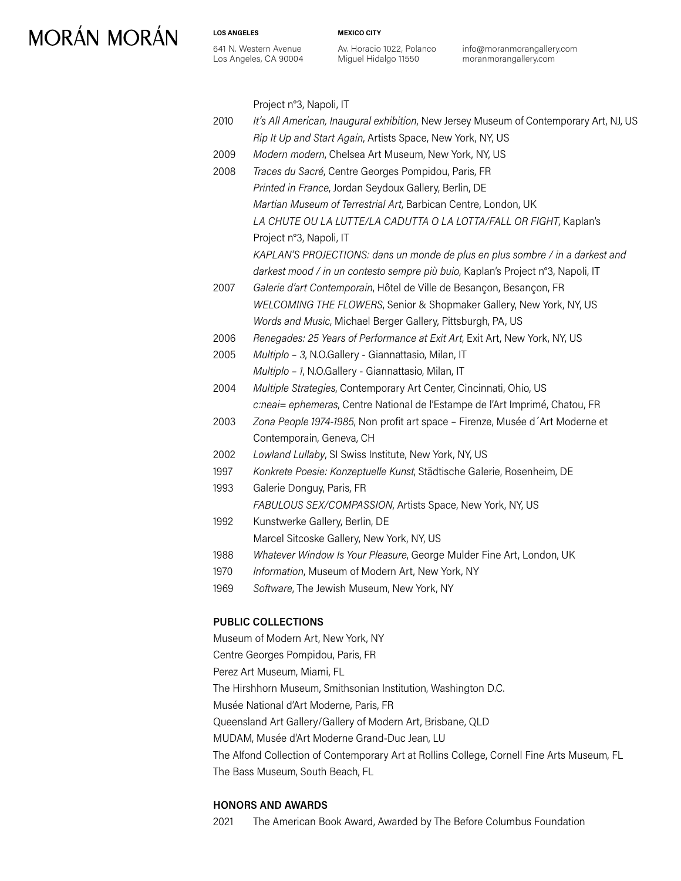Project n°3, Napoli, IT

2010 *It's All American, Inaugural exhibition*, New Jersey Museum of Contemporary Art, NJ, US
*Rip It Up and Start Again*, Artists Space, New York, NY, US

2009 *Modern modern*, Chelsea Art Museum, New York, NY, US

2008 *Traces du Sacré*, Centre Georges Pompidou, Paris, FR
*Printed in France*, Jordan Seydoux Gallery, Berlin, DE
*Martian Museum of Terrestrial Art*, Barbican Centre, London, UK
*LA CHUTE OU LA LUTTE/LA CADUTTA O LA LOTTA/FALL OR FIGHT*, Kaplan's Project n°3, Napoli, IT
*KAPLAN'S PROJECTIONS: dans un monde de plus en plus sombre / in a darkest and darkest mood / in un contesto sempre più buio*, Kaplan's Project n°3, Napoli, IT

2007 *Galerie d'art Contemporain*, Hôtel de Ville de Besançon, Besançon, FR
*WELCOMING THE FLOWERS*, Senior & Shopmaker Gallery, New York, NY, US
*Words and Music*, Michael Berger Gallery, Pittsburgh, PA, US

2006 *Renegades: 25 Years of Performance at Exit Art*, Exit Art, New York, NY, US

2005 *Multiplo – 3*, N.O.Gallery - Giannattasio, Milan, IT
*Multiplo – 1*, N.O.Gallery - Giannattasio, Milan, IT

2004 *Multiple Strategies*, Contemporary Art Center, Cincinnati, Ohio, US
*c:neai= ephemeras*, Centre National de l'Estampe de l'Art Imprimé, Chatou, FR

2003 *Zona People 1974-1985*, Non profit art space – Firenze, Musée d´Art Moderne et Contemporain, Geneva, CH

2002 *Lowland Lullaby*, SI Swiss Institute, New York, NY, US

1997 *Konkrete Poesie: Konzeptuelle Kunst*, Städtische Galerie, Rosenheim, DE

1993 Galerie Donguy, Paris, FR
*FABULOUS SEX/COMPASSION*, Artists Space, New York, NY, US

1992 Kunstwerke Gallery, Berlin, DE
Marcel Sitcoske Gallery, New York, NY, US

1988 *Whatever Window Is Your Pleasure*, George Mulder Fine Art, London, UK

1970 *Information*, Museum of Modern Art, New York, NY

1969 *Software*, The Jewish Museum, New York, NY

## PUBLIC COLLECTIONS

Museum of Modern Art, New York, NY
Centre Georges Pompidou, Paris, FR
Perez Art Museum, Miami, FL
The Hirshhorn Museum, Smithsonian Institution, Washington D.C.
Musée National d'Art Moderne, Paris, FR
Queensland Art Gallery/Gallery of Modern Art, Brisbane, QLD
MUDAM, Musée d'Art Moderne Grand-Duc Jean, LU
The Alfond Collection of Contemporary Art at Rollins College, Cornell Fine Arts Museum, FL
The Bass Museum, South Beach, FL

## HONORS AND AWARDS

2021 The American Book Award, Awarded by The Before Columbus Foundation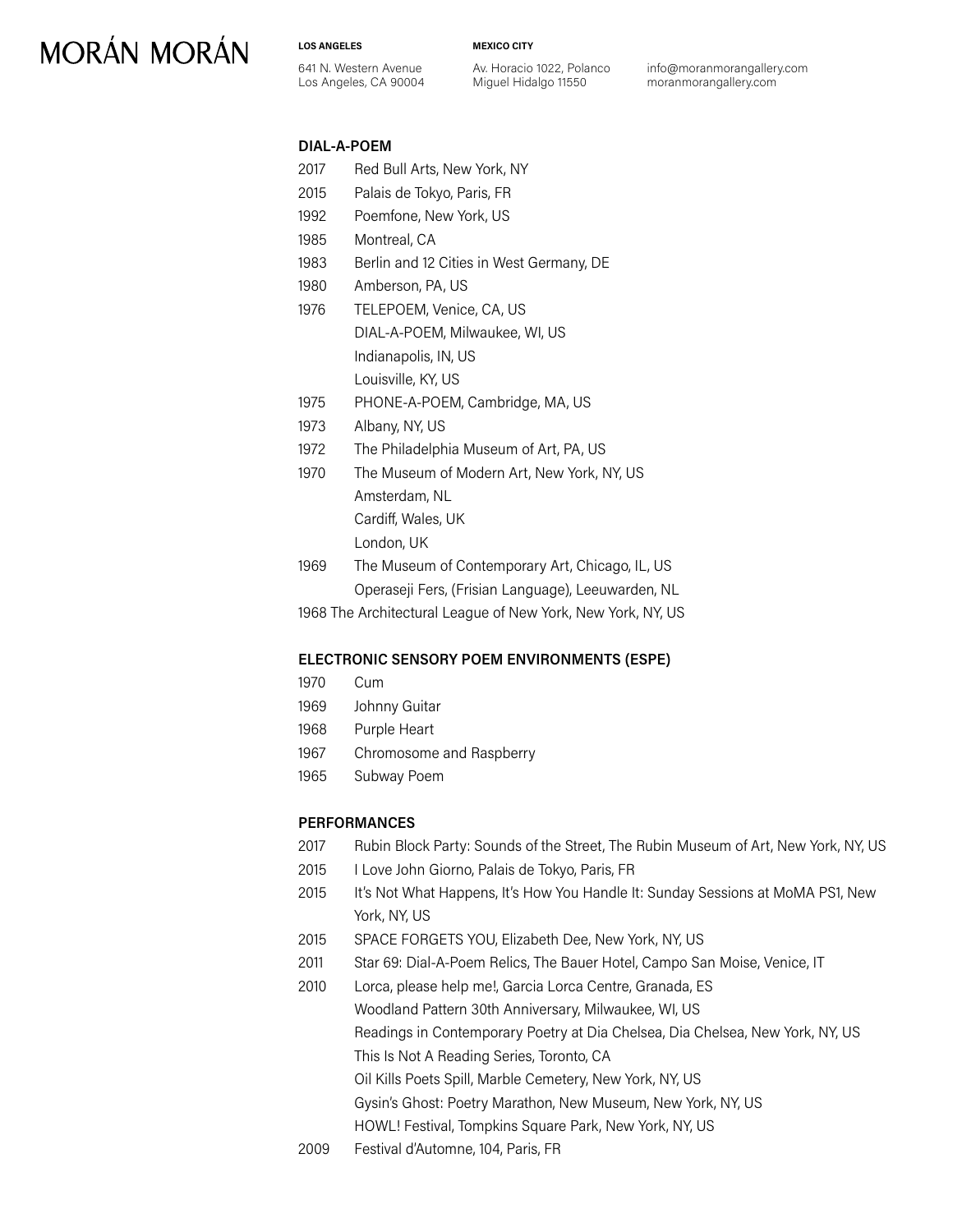### DIAL-A-POEM

2017 Red Bull Arts, New York, NY
2015 Palais de Tokyo, Paris, FR
1992 Poemfone, New York, US
1985 Montreal, CA
1983 Berlin and 12 Cities in West Germany, DE
1980 Amberson, PA, US
1976 TELEPOEM, Venice, CA, US
DIAL-A-POEM, Milwaukee, WI, US
Indianapolis, IN, US
Louisville, KY, US
1975 PHONE-A-POEM, Cambridge, MA, US
1973 Albany, NY, US
1972 The Philadelphia Museum of Art, PA, US
1970 The Museum of Modern Art, New York, NY, US
Amsterdam, NL
Cardiff, Wales, UK
London, UK
1969 The Museum of Contemporary Art, Chicago, IL, US
Operaseji Fers, (Frisian Language), Leeuwarden, NL
1968 The Architectural League of New York, New York, NY, US

### ELECTRONIC SENSORY POEM ENVIRONMENTS (ESPE)

1970 Cum
1969 Johnny Guitar
1968 Purple Heart
1967 Chromosome and Raspberry
1965 Subway Poem

### PERFORMANCES

2017 Rubin Block Party: Sounds of the Street, The Rubin Museum of Art, New York, NY, US
2015 I Love John Giorno, Palais de Tokyo, Paris, FR
2015 It's Not What Happens, It's How You Handle It: Sunday Sessions at MoMA PS1, New York, NY, US
2015 SPACE FORGETS YOU, Elizabeth Dee, New York, NY, US
2011 Star 69: Dial-A-Poem Relics, The Bauer Hotel, Campo San Moise, Venice, IT
2010 Lorca, please help me!, Garcia Lorca Centre, Granada, ES
Woodland Pattern 30th Anniversary, Milwaukee, WI, US
Readings in Contemporary Poetry at Dia Chelsea, Dia Chelsea, New York, NY, US
This Is Not A Reading Series, Toronto, CA
Oil Kills Poets Spill, Marble Cemetery, New York, NY, US
Gysin's Ghost: Poetry Marathon, New Museum, New York, NY, US
HOWL! Festival, Tompkins Square Park, New York, NY, US
2009 Festival d'Automne, 104, Paris, FR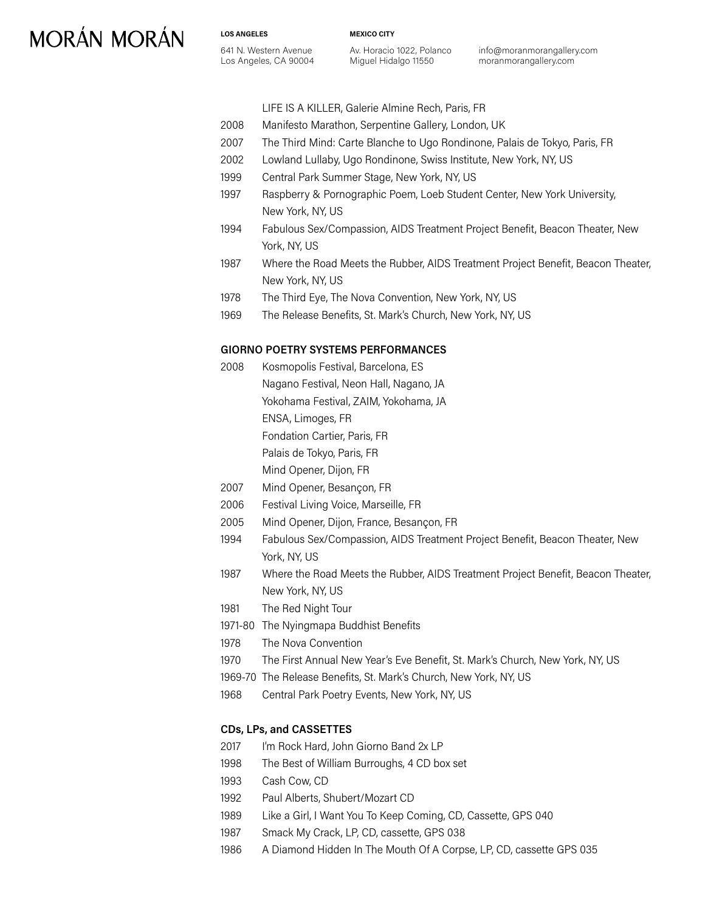| | |
|---|---|
| | LIFE IS A KILLER, Galerie Almine Rech, Paris, FR |
| 2008 | Manifesto Marathon, Serpentine Gallery, London, UK |
| 2007 | The Third Mind: Carte Blanche to Ugo Rondinone, Palais de Tokyo, Paris, FR |
| 2002 | Lowland Lullaby, Ugo Rondinone, Swiss Institute, New York, NY, US |
| 1999 | Central Park Summer Stage, New York, NY, US |
| 1997 | Raspberry & Pornographic Poem, Loeb Student Center, New York University, New York, NY, US |
| 1994 | Fabulous Sex/Compassion, AIDS Treatment Project Benefit, Beacon Theater, New York, NY, US |
| 1987 | Where the Road Meets the Rubber, AIDS Treatment Project Benefit, Beacon Theater, New York, NY, US |
| 1978 | The Third Eye, The Nova Convention, New York, NY, US |
| 1969 | The Release Benefits, St. Mark's Church, New York, NY, US |

### GIORNO POETRY SYSTEMS PERFORMANCES

| | |
|---|---|
| 2008 | Kosmopolis Festival, Barcelona, ES |
| | Nagano Festival, Neon Hall, Nagano, JA |
| | Yokohama Festival, ZAIM, Yokohama, JA |
| | ENSA, Limoges, FR |
| | Fondation Cartier, Paris, FR |
| | Palais de Tokyo, Paris, FR |
| | Mind Opener, Dijon, FR |
| 2007 | Mind Opener, Besançon, FR |
| 2006 | Festival Living Voice, Marseille, FR |
| 2005 | Mind Opener, Dijon, France, Besançon, FR |
| 1994 | Fabulous Sex/Compassion, AIDS Treatment Project Benefit, Beacon Theater, New York, NY, US |
| 1987 | Where the Road Meets the Rubber, AIDS Treatment Project Benefit, Beacon Theater, New York, NY, US |
| 1981 | The Red Night Tour |
| 1971-80 | The Nyingmapa Buddhist Benefits |
| 1978 | The Nova Convention |
| 1970 | The First Annual New Year's Eve Benefit, St. Mark's Church, New York, NY, US |
| 1969-70 | The Release Benefits, St. Mark's Church, New York, NY, US |
| 1968 | Central Park Poetry Events, New York, NY, US |

### CDs, LPs, and CASSETTES

| | |
|---|---|
| 2017 | I'm Rock Hard, John Giorno Band 2x LP |
| 1998 | The Best of William Burroughs, 4 CD box set |
| 1993 | Cash Cow, CD |
| 1992 | Paul Alberts, Shubert/Mozart CD |
| 1989 | Like a Girl, I Want You To Keep Coming, CD, Cassette, GPS 040 |
| 1987 | Smack My Crack, LP, CD, cassette, GPS 038 |
| 1986 | A Diamond Hidden In The Mouth Of A Corpse, LP, CD, cassette GPS 035 |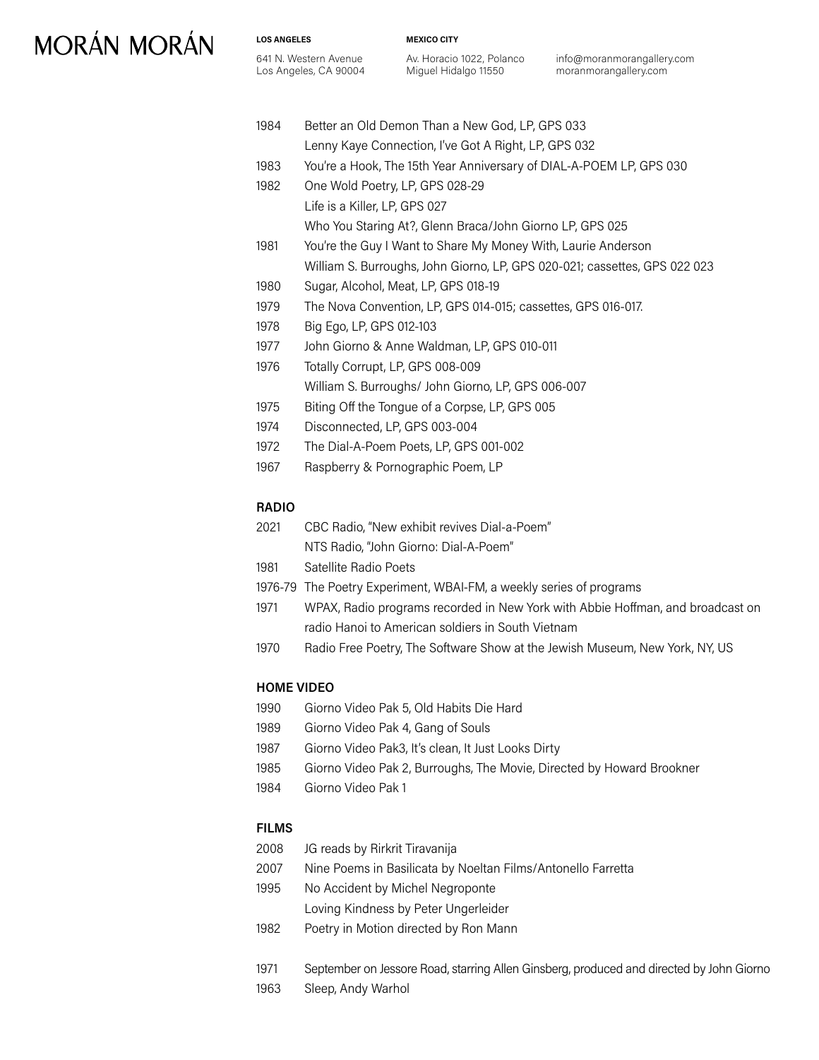| | |
|---|---|
| 1984 | Better an Old Demon Than a New God, LP, GPS 033 |
| | Lenny Kaye Connection, I've Got A Right, LP, GPS 032 |
| 1983 | You're a Hook, The 15th Year Anniversary of DIAL-A-POEM LP, GPS 030 |
| 1982 | One Wold Poetry, LP, GPS 028-29 |
| | Life is a Killer, LP, GPS 027 |
| | Who You Staring At?, Glenn Braca/John Giorno LP, GPS 025 |
| 1981 | You're the Guy I Want to Share My Money With, Laurie Anderson |
| | William S. Burroughs, John Giorno, LP, GPS 020-021; cassettes, GPS 022 023 |
| 1980 | Sugar, Alcohol, Meat, LP, GPS 018-19 |
| 1979 | The Nova Convention, LP, GPS 014-015; cassettes, GPS 016-017. |
| 1978 | Big Ego, LP, GPS 012-103 |
| 1977 | John Giorno & Anne Waldman, LP, GPS 010-011 |
| 1976 | Totally Corrupt, LP, GPS 008-009 |
| | William S. Burroughs/ John Giorno, LP, GPS 006-007 |
| 1975 | Biting Off the Tongue of a Corpse, LP, GPS 005 |
| 1974 | Disconnected, LP, GPS 003-004 |
| 1972 | The Dial-A-Poem Poets, LP, GPS 001-002 |
| 1967 | Raspberry & Pornographic Poem, LP |

## RADIO

| | |
|---|---|
| 2021 | CBC Radio, "New exhibit revives Dial-a-Poem" |
| | NTS Radio, "John Giorno: Dial-A-Poem" |
| 1981 | Satellite Radio Poets |
| 1976-79 | The Poetry Experiment, WBAI-FM, a weekly series of programs |
| 1971 | WPAX, Radio programs recorded in New York with Abbie Hoffman, and broadcast on radio Hanoi to American soldiers in South Vietnam |
| 1970 | Radio Free Poetry, The Software Show at the Jewish Museum, New York, NY, US |

## HOME VIDEO

| | |
|---|---|
| 1990 | Giorno Video Pak 5, Old Habits Die Hard |
| 1989 | Giorno Video Pak 4, Gang of Souls |
| 1987 | Giorno Video Pak3, It's clean, It Just Looks Dirty |
| 1985 | Giorno Video Pak 2, Burroughs, The Movie, Directed by Howard Brookner |
| 1984 | Giorno Video Pak 1 |

## FILMS

| | |
|---|---|
| 2008 | JG reads by Rirkrit Tiravanija |
| 2007 | Nine Poems in Basilicata by Noeltan Films/Antonello Farretta |
| 1995 | No Accident by Michel Negroponte |
| | Loving Kindness by Peter Ungerleider |
| 1982 | Poetry in Motion directed by Ron Mann |
| 1971 | September on Jessore Road, starring Allen Ginsberg, produced and directed by John Giorno |
| 1963 | Sleep, Andy Warhol |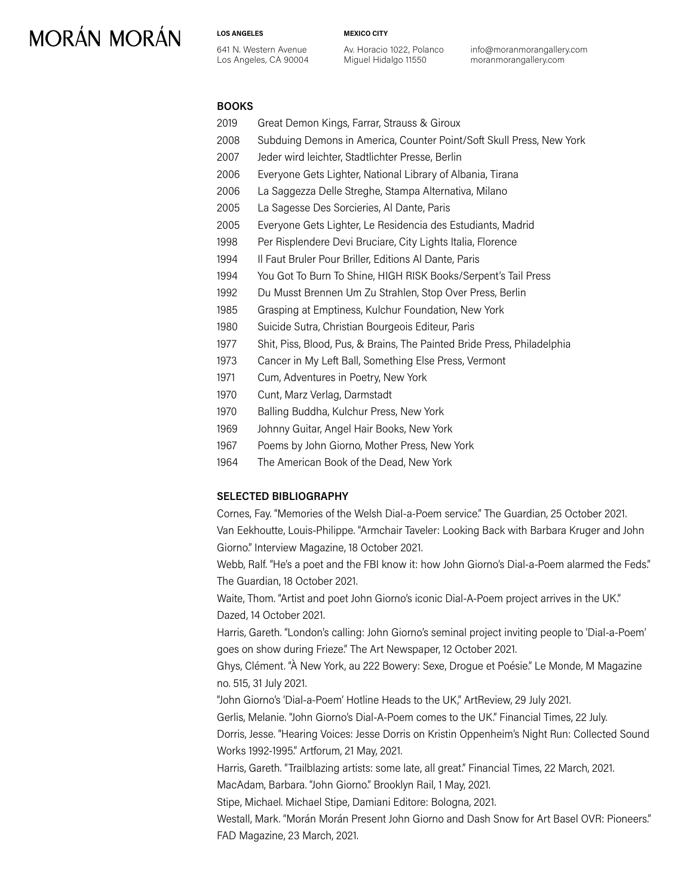## BOOKS

2019 Great Demon Kings, Farrar, Strauss & Giroux
2008 Subduing Demons in America, Counter Point/Soft Skull Press, New York
2007 Jeder wird leichter, Stadtlichter Presse, Berlin
2006 Everyone Gets Lighter, National Library of Albania, Tirana
2006 La Saggezza Delle Streghe, Stampa Alternativa, Milano
2005 La Sagesse Des Sorcieries, Al Dante, Paris
2005 Everyone Gets Lighter, Le Residencia des Estudiants, Madrid
1998 Per Risplendere Devi Bruciare, City Lights Italia, Florence
1994 Il Faut Bruler Pour Briller, Editions Al Dante, Paris
1994 You Got To Burn To Shine, HIGH RISK Books/Serpent's Tail Press
1992 Du Musst Brennen Um Zu Strahlen, Stop Over Press, Berlin
1985 Grasping at Emptiness, Kulchur Foundation, New York
1980 Suicide Sutra, Christian Bourgeois Editeur, Paris
1977 Shit, Piss, Blood, Pus, & Brains, The Painted Bride Press, Philadelphia
1973 Cancer in My Left Ball, Something Else Press, Vermont
1971 Cum, Adventures in Poetry, New York
1970 Cunt, Marz Verlag, Darmstadt
1970 Balling Buddha, Kulchur Press, New York
1969 Johnny Guitar, Angel Hair Books, New York
1967 Poems by John Giorno, Mother Press, New York
1964 The American Book of the Dead, New York

## SELECTED BIBLIOGRAPHY

Cornes, Fay. "Memories of the Welsh Dial-a-Poem service." The Guardian, 25 October 2021.

Van Eekhoutte, Louis-Philippe. "Armchair Taveler: Looking Back with Barbara Kruger and John Giorno." Interview Magazine, 18 October 2021.

Webb, Ralf. "He's a poet and the FBI know it: how John Giorno's Dial-a-Poem alarmed the Feds." The Guardian, 18 October 2021.

Waite, Thom. "Artist and poet John Giorno's iconic Dial-A-Poem project arrives in the UK." Dazed, 14 October 2021.

Harris, Gareth. "London's calling: John Giorno's seminal project inviting people to 'Dial-a-Poem' goes on show during Frieze." The Art Newspaper, 12 October 2021.

Ghys, Clément. "À New York, au 222 Bowery: Sexe, Drogue et Poésie." Le Monde, M Magazine no. 515, 31 July 2021.

"John Giorno's 'Dial-a-Poem' Hotline Heads to the UK," ArtReview, 29 July 2021.

Gerlis, Melanie. "John Giorno's Dial-A-Poem comes to the UK." Financial Times, 22 July.

Dorris, Jesse. "Hearing Voices: Jesse Dorris on Kristin Oppenheim's Night Run: Collected Sound Works 1992-1995." Artforum, 21 May, 2021.

Harris, Gareth. "Trailblazing artists: some late, all great." Financial Times, 22 March, 2021.

MacAdam, Barbara. "John Giorno." Brooklyn Rail, 1 May, 2021.

Stipe, Michael. Michael Stipe, Damiani Editore: Bologna, 2021.

Westall, Mark. "Morán Morán Present John Giorno and Dash Snow for Art Basel OVR: Pioneers." FAD Magazine, 23 March, 2021.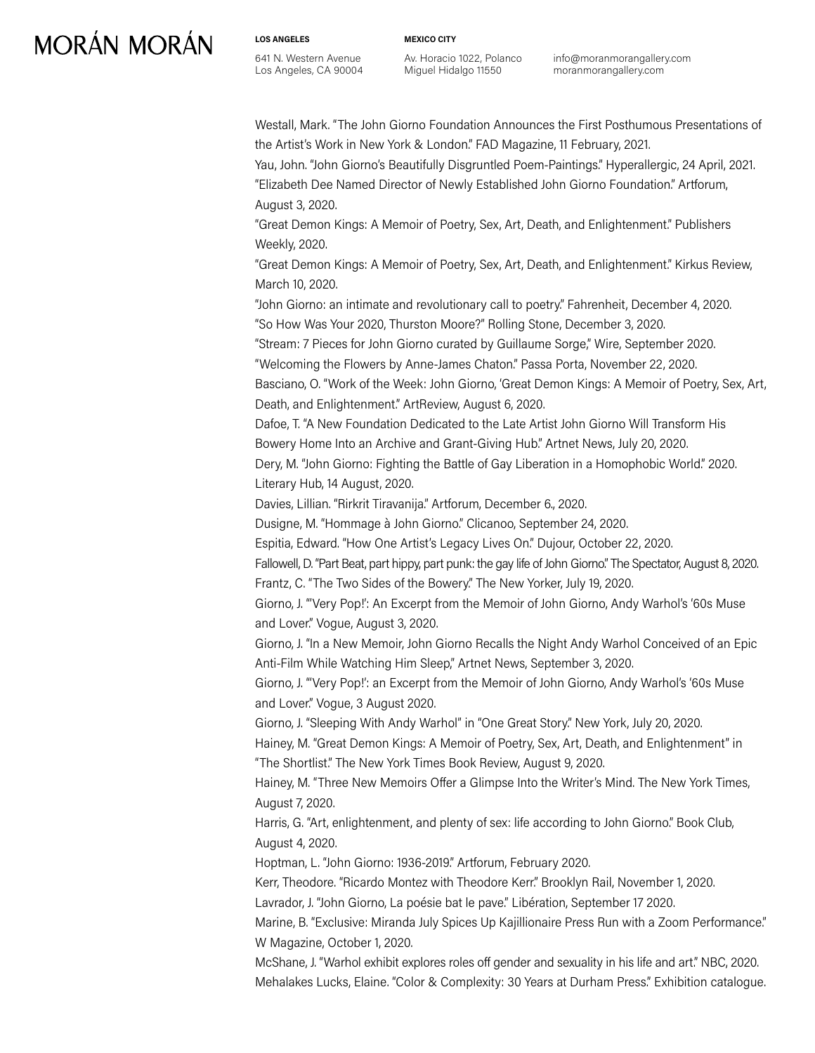Westall, Mark. "The John Giorno Foundation Announces the First Posthumous Presentations of the Artist's Work in New York & London." FAD Magazine, 11 February, 2021.

Yau, John. "John Giorno's Beautifully Disgruntled Poem-Paintings." Hyperallergic, 24 April, 2021.

"Elizabeth Dee Named Director of Newly Established John Giorno Foundation." Artforum, August 3, 2020.

"Great Demon Kings: A Memoir of Poetry, Sex, Art, Death, and Enlightenment." Publishers Weekly, 2020.

"Great Demon Kings: A Memoir of Poetry, Sex, Art, Death, and Enlightenment." Kirkus Review, March 10, 2020.

"John Giorno: an intimate and revolutionary call to poetry." Fahrenheit, December 4, 2020.

"So How Was Your 2020, Thurston Moore?" Rolling Stone, December 3, 2020.

"Stream: 7 Pieces for John Giorno curated by Guillaume Sorge," Wire, September 2020.

"Welcoming the Flowers by Anne-James Chaton." Passa Porta, November 22, 2020.

Basciano, O. "Work of the Week: John Giorno, 'Great Demon Kings: A Memoir of Poetry, Sex, Art, Death, and Enlightenment." ArtReview, August 6, 2020.

Dafoe, T. "A New Foundation Dedicated to the Late Artist John Giorno Will Transform His Bowery Home Into an Archive and Grant-Giving Hub." Artnet News, July 20, 2020.

Dery, M. "John Giorno: Fighting the Battle of Gay Liberation in a Homophobic World." 2020. Literary Hub, 14 August, 2020.

Davies, Lillian. "Rirkrit Tiravanija." Artforum, December 6., 2020.

Dusigne, M. "Hommage à John Giorno." Clicanoo, September 24, 2020.

Espitia, Edward. "How One Artist's Legacy Lives On." Dujour, October 22, 2020.

Fallowell, D. "Part Beat, part hippy, part punk: the gay life of John Giorno." The Spectator, August 8, 2020.

Frantz, C. "The Two Sides of the Bowery." The New Yorker, July 19, 2020.

Giorno, J. "'Very Pop!': An Excerpt from the Memoir of John Giorno, Andy Warhol's '60s Muse and Lover." Vogue, August 3, 2020.

Giorno, J. "In a New Memoir, John Giorno Recalls the Night Andy Warhol Conceived of an Epic Anti-Film While Watching Him Sleep," Artnet News, September 3, 2020.

Giorno, J. "'Very Pop!': an Excerpt from the Memoir of John Giorno, Andy Warhol's '60s Muse and Lover." Vogue, 3 August 2020.

Giorno, J. "Sleeping With Andy Warhol" in "One Great Story." New York, July 20, 2020.

Hainey, M. "Great Demon Kings: A Memoir of Poetry, Sex, Art, Death, and Enlightenment" in "The Shortlist." The New York Times Book Review, August 9, 2020.

Hainey, M. "Three New Memoirs Offer a Glimpse Into the Writer's Mind. The New York Times, August 7, 2020.

Harris, G. "Art, enlightenment, and plenty of sex: life according to John Giorno." Book Club, August 4, 2020.

Hoptman, L. "John Giorno: 1936-2019." Artforum, February 2020.

Kerr, Theodore. "Ricardo Montez with Theodore Kerr." Brooklyn Rail, November 1, 2020.

Lavrador, J. "John Giorno, La poésie bat le pave." Libération, September 17 2020.

Marine, B. "Exclusive: Miranda July Spices Up Kajillionaire Press Run with a Zoom Performance." W Magazine, October 1, 2020.

McShane, J. "Warhol exhibit explores roles off gender and sexuality in his life and art." NBC, 2020.

Mehalakes Lucks, Elaine. "Color & Complexity: 30 Years at Durham Press." Exhibition catalogue.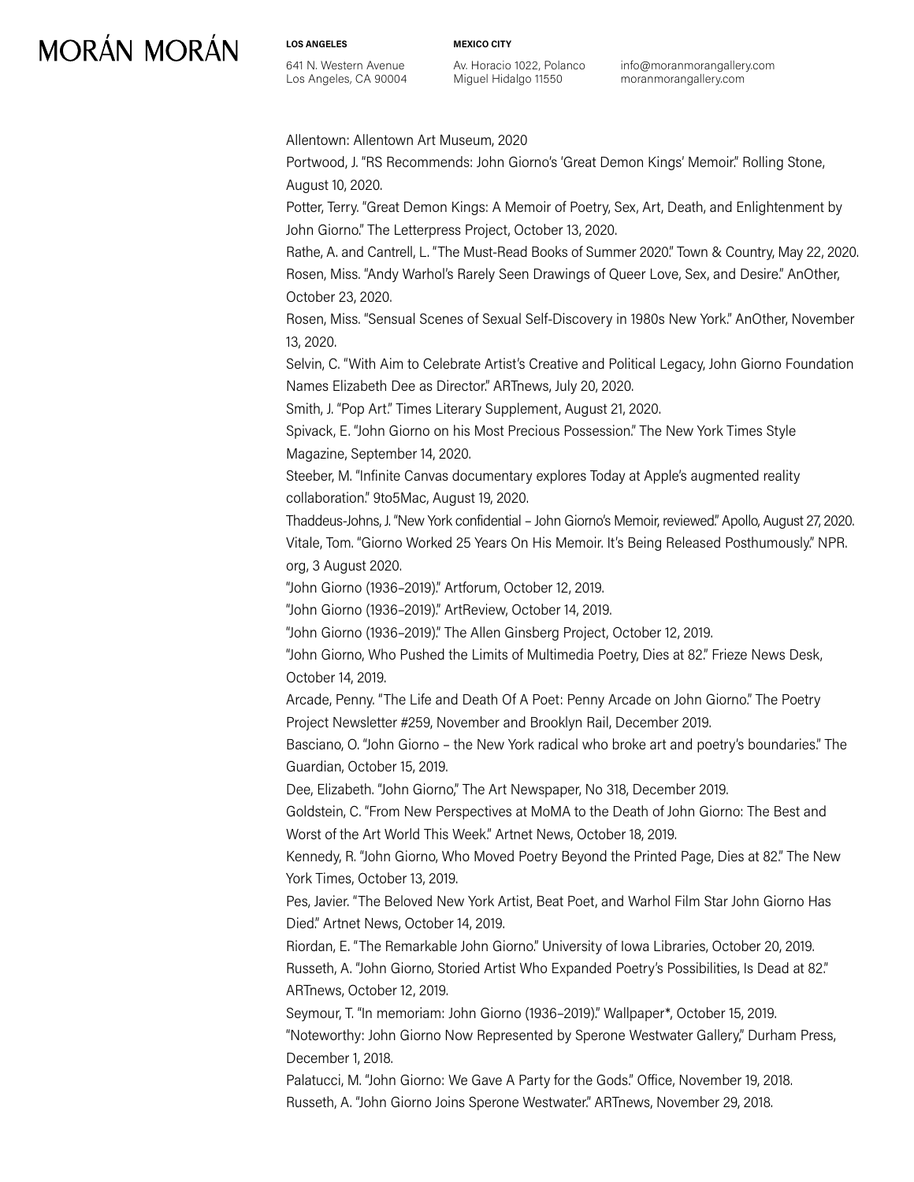Allentown: Allentown Art Museum, 2020

Portwood, J. "RS Recommends: John Giorno's 'Great Demon Kings' Memoir." Rolling Stone, August 10, 2020.

Potter, Terry. "Great Demon Kings: A Memoir of Poetry, Sex, Art, Death, and Enlightenment by John Giorno." The Letterpress Project, October 13, 2020.

Rathe, A. and Cantrell, L. "The Must-Read Books of Summer 2020." Town & Country, May 22, 2020.

Rosen, Miss. "Andy Warhol's Rarely Seen Drawings of Queer Love, Sex, and Desire." AnOther, October 23, 2020.

Rosen, Miss. "Sensual Scenes of Sexual Self-Discovery in 1980s New York." AnOther, November 13, 2020.

Selvin, C. "With Aim to Celebrate Artist's Creative and Political Legacy, John Giorno Foundation Names Elizabeth Dee as Director." ARTnews, July 20, 2020.

Smith, J. "Pop Art." Times Literary Supplement, August 21, 2020.

Spivack, E. "John Giorno on his Most Precious Possession." The New York Times Style Magazine, September 14, 2020.

Steeber, M. "Infinite Canvas documentary explores Today at Apple's augmented reality collaboration." 9to5Mac, August 19, 2020.

Thaddeus-Johns, J. "New York confidential – John Giorno's Memoir, reviewed." Apollo, August 27, 2020.

Vitale, Tom. "Giorno Worked 25 Years On His Memoir. It's Being Released Posthumously." NPR.org, 3 August 2020.

"John Giorno (1936–2019)." Artforum, October 12, 2019.

"John Giorno (1936–2019)." ArtReview, October 14, 2019.

"John Giorno (1936–2019)." The Allen Ginsberg Project, October 12, 2019.

"John Giorno, Who Pushed the Limits of Multimedia Poetry, Dies at 82." Frieze News Desk, October 14, 2019.

Arcade, Penny. "The Life and Death Of A Poet: Penny Arcade on John Giorno." The Poetry Project Newsletter #259, November and Brooklyn Rail, December 2019.

Basciano, O. "John Giorno – the New York radical who broke art and poetry's boundaries." The Guardian, October 15, 2019.

Dee, Elizabeth. "John Giorno," The Art Newspaper, No 318, December 2019.

Goldstein, C. "From New Perspectives at MoMA to the Death of John Giorno: The Best and Worst of the Art World This Week." Artnet News, October 18, 2019.

Kennedy, R. "John Giorno, Who Moved Poetry Beyond the Printed Page, Dies at 82." The New York Times, October 13, 2019.

Pes, Javier. "The Beloved New York Artist, Beat Poet, and Warhol Film Star John Giorno Has Died." Artnet News, October 14, 2019.

Riordan, E. "The Remarkable John Giorno." University of Iowa Libraries, October 20, 2019.

Russeth, A. "John Giorno, Storied Artist Who Expanded Poetry's Possibilities, Is Dead at 82." ARTnews, October 12, 2019.

Seymour, T. "In memoriam: John Giorno (1936–2019)." Wallpaper*, October 15, 2019.

"Noteworthy: John Giorno Now Represented by Sperone Westwater Gallery," Durham Press, December 1, 2018.

Palatucci, M. "John Giorno: We Gave A Party for the Gods." Office, November 19, 2018.

Russeth, A. "John Giorno Joins Sperone Westwater." ARTnews, November 29, 2018.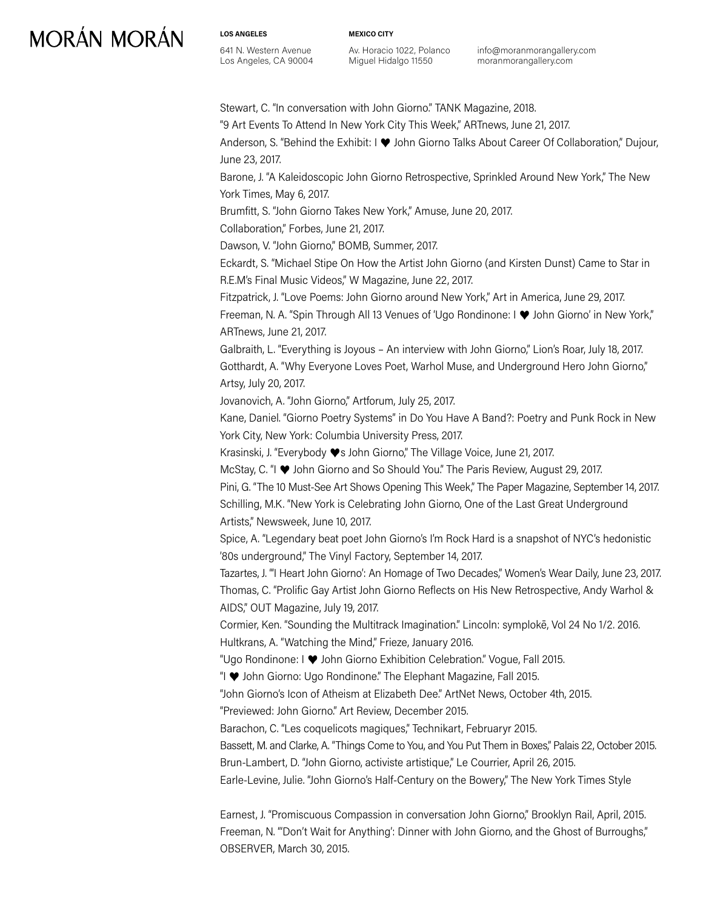Stewart, C. "In conversation with John Giorno." TANK Magazine, 2018.

"9 Art Events To Attend In New York City This Week," ARTnews, June 21, 2017.

Anderson, S. "Behind the Exhibit: I ♥ John Giorno Talks About Career Of Collaboration," Dujour, June 23, 2017.

Barone, J. "A Kaleidoscopic John Giorno Retrospective, Sprinkled Around New York," The New York Times, May 6, 2017.

Brumfitt, S. "John Giorno Takes New York," Amuse, June 20, 2017.

Collaboration," Forbes, June 21, 2017.

Dawson, V. "John Giorno," BOMB, Summer, 2017.

Eckardt, S. "Michael Stipe On How the Artist John Giorno (and Kirsten Dunst) Came to Star in R.E.M's Final Music Videos," W Magazine, June 22, 2017.

Fitzpatrick, J. "Love Poems: John Giorno around New York," Art in America, June 29, 2017.

Freeman, N. A. "Spin Through All 13 Venues of 'Ugo Rondinone: I ♥ John Giorno' in New York," ARTnews, June 21, 2017.

Galbraith, L. "Everything is Joyous – An interview with John Giorno," Lion's Roar, July 18, 2017.

Gotthardt, A. "Why Everyone Loves Poet, Warhol Muse, and Underground Hero John Giorno," Artsy, July 20, 2017.

Jovanovich, A. "John Giorno," Artforum, July 25, 2017.

Kane, Daniel. "Giorno Poetry Systems" in Do You Have A Band?: Poetry and Punk Rock in New York City, New York: Columbia University Press, 2017.

Krasinski, J. "Everybody ♥s John Giorno," The Village Voice, June 21, 2017.

McStay, C. "I ♥ John Giorno and So Should You." The Paris Review, August 29, 2017.

Pini, G. "The 10 Must-See Art Shows Opening This Week," The Paper Magazine, September 14, 2017.

Schilling, M.K. "New York is Celebrating John Giorno, One of the Last Great Underground Artists," Newsweek, June 10, 2017.

Spice, A. "Legendary beat poet John Giorno's I'm Rock Hard is a snapshot of NYC's hedonistic '80s underground," The Vinyl Factory, September 14, 2017.

Tazartes, J. "'I Heart John Giorno': An Homage of Two Decades," Women's Wear Daily, June 23, 2017.

Thomas, C. "Prolific Gay Artist John Giorno Reflects on His New Retrospective, Andy Warhol & AIDS," OUT Magazine, July 19, 2017.

Cormier, Ken. "Sounding the Multitrack Imagination." Lincoln: symplokē, Vol 24 No 1/2. 2016.

Hultkrans, A. "Watching the Mind," Frieze, January 2016.

"Ugo Rondinone: I ♥ John Giorno Exhibition Celebration." Vogue, Fall 2015.

"I ♥ John Giorno: Ugo Rondinone." The Elephant Magazine, Fall 2015.

"John Giorno's Icon of Atheism at Elizabeth Dee." ArtNet News, October 4th, 2015.

"Previewed: John Giorno." Art Review, December 2015.

Barachon, C. "Les coquelicots magiques," Technikart, Februaryr 2015.

Bassett, M. and Clarke, A. "Things Come to You, and You Put Them in Boxes," Palais 22, October 2015.

Brun-Lambert, D. "John Giorno, activiste artistique," Le Courrier, April 26, 2015.

Earle-Levine, Julie. "John Giorno's Half-Century on the Bowery," The New York Times Style

Earnest, J. "Promiscuous Compassion in conversation John Giorno," Brooklyn Rail, April, 2015.

Freeman, N. "'Don't Wait for Anything': Dinner with John Giorno, and the Ghost of Burroughs," OBSERVER, March 30, 2015.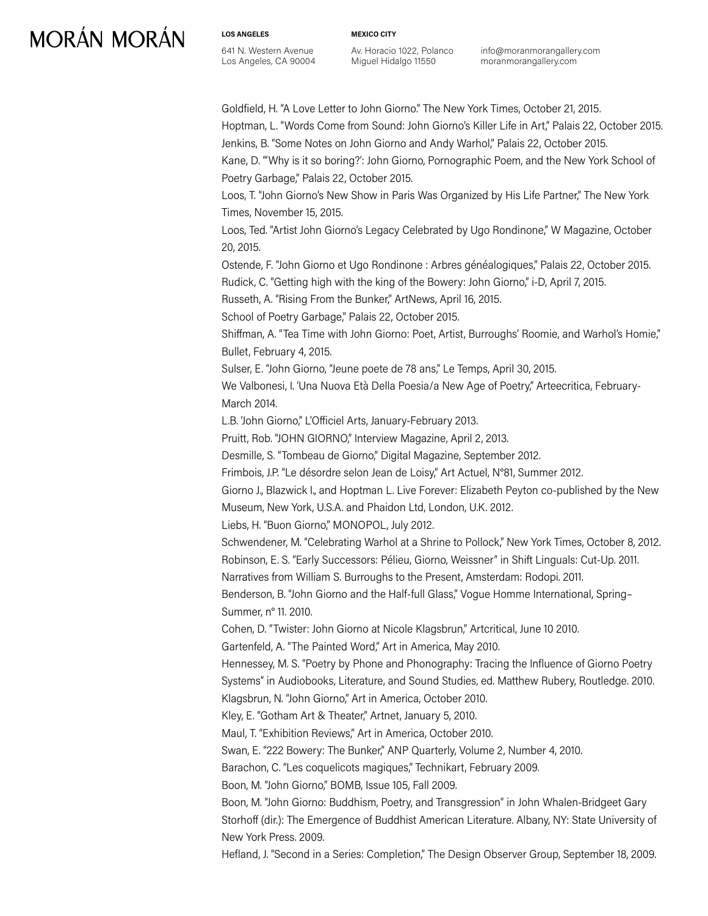Goldfield, H. "A Love Letter to John Giorno." The New York Times, October 21, 2015.

Hoptman, L. "Words Come from Sound: John Giorno's Killer Life in Art," Palais 22, October 2015.

Jenkins, B. "Some Notes on John Giorno and Andy Warhol," Palais 22, October 2015.

Kane, D. "'Why is it so boring?': John Giorno, Pornographic Poem, and the New York School of Poetry Garbage," Palais 22, October 2015.

Loos, T. "John Giorno's New Show in Paris Was Organized by His Life Partner," The New York Times, November 15, 2015.

Loos, Ted. "Artist John Giorno's Legacy Celebrated by Ugo Rondinone," W Magazine, October 20, 2015.

Ostende, F. "John Giorno et Ugo Rondinone : Arbres généalogiques," Palais 22, October 2015.

Rudick, C. "Getting high with the king of the Bowery: John Giorno," i-D, April 7, 2015.

Russeth, A. "Rising From the Bunker," ArtNews, April 16, 2015.

School of Poetry Garbage," Palais 22, October 2015.

Shiffman, A. "Tea Time with John Giorno: Poet, Artist, Burroughs' Roomie, and Warhol's Homie," Bullet, February 4, 2015.

Sulser, E. "John Giorno, "Jeune poete de 78 ans," Le Temps, April 30, 2015.

We Valbonesi, I. 'Una Nuova Età Della Poesia/a New Age of Poetry," Arteecritica, February-March 2014.

L.B. 'John Giorno," L'Officiel Arts, January-February 2013.

Pruitt, Rob. "JOHN GIORNO," Interview Magazine, April 2, 2013.

Desmille, S. "Tombeau de Giorno," Digital Magazine, September 2012.

Frimbois, J.P. "Le désordre selon Jean de Loisy," Art Actuel, N°81, Summer 2012.

Giorno J., Blazwick I., and Hoptman L. Live Forever: Elizabeth Peyton co-published by the New Museum, New York, U.S.A. and Phaidon Ltd, London, U.K. 2012.

Liebs, H. "Buon Giorno," MONOPOL, July 2012.

Schwendener, M. "Celebrating Warhol at a Shrine to Pollock," New York Times, October 8, 2012.

Robinson, E. S. "Early Successors: Pélieu, Giorno, Weissner" in Shift Linguals: Cut-Up. 2011.

Narratives from William S. Burroughs to the Present, Amsterdam: Rodopi. 2011.

Benderson, B. "John Giorno and the Half-full Glass," Vogue Homme International, Spring–Summer, n° 11. 2010.

Cohen, D. "Twister: John Giorno at Nicole Klagsbrun," Artcritical, June 10 2010.

Gartenfeld, A. "The Painted Word," Art in America, May 2010.

Hennessey, M. S. "Poetry by Phone and Phonography: Tracing the Influence of Giorno Poetry Systems" in Audiobooks, Literature, and Sound Studies, ed. Matthew Rubery, Routledge. 2010.

Klagsbrun, N. "John Giorno," Art in America, October 2010.

Kley, E. "Gotham Art & Theater," Artnet, January 5, 2010.

Maul, T. "Exhibition Reviews," Art in America, October 2010.

Swan, E. "222 Bowery: The Bunker," ANP Quarterly, Volume 2, Number 4, 2010.

Barachon, C. "Les coquelicots magiques," Technikart, February 2009.

Boon, M. "John Giorno," BOMB, Issue 105, Fall 2009.

Boon, M. "John Giorno: Buddhism, Poetry, and Transgression" in John Whalen-Bridgeet Gary Storhoff (dir.): The Emergence of Buddhist American Literature. Albany, NY: State University of New York Press. 2009.

Hefland, J. "Second in a Series: Completion," The Design Observer Group, September 18, 2009.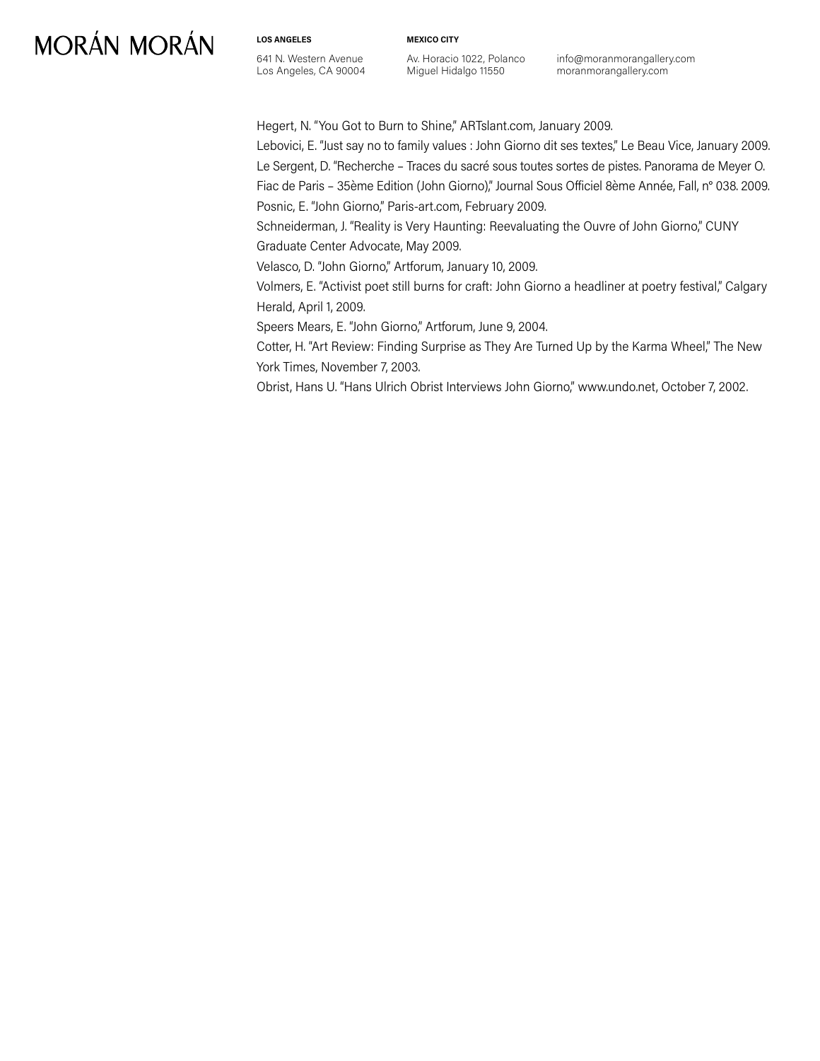Hegert, N. “You Got to Burn to Shine,” ARTslant.com, January 2009.

Lebovici, E. “Just say no to family values : John Giorno dit ses textes,” Le Beau Vice, January 2009.

Le Sergent, D. “Recherche – Traces du sacré sous toutes sortes de pistes. Panorama de Meyer O. Fiac de Paris – 35ème Edition (John Giorno),” Journal Sous Officiel 8ème Année, Fall, n° 038. 2009.

Posnic, E. “John Giorno,” Paris-art.com, February 2009.

Schneiderman, J. “Reality is Very Haunting: Reevaluating the Ouvre of John Giorno,” CUNY Graduate Center Advocate, May 2009.

Velasco, D. “John Giorno,” Artforum, January 10, 2009.

Volmers, E. “Activist poet still burns for craft: John Giorno a headliner at poetry festival,” Calgary Herald, April 1, 2009.

Speers Mears, E. “John Giorno,” Artforum, June 9, 2004.

Cotter, H. “Art Review: Finding Surprise as They Are Turned Up by the Karma Wheel,” The New York Times, November 7, 2003.

Obrist, Hans U. “Hans Ulrich Obrist Interviews John Giorno,” www.undo.net, October 7, 2002.